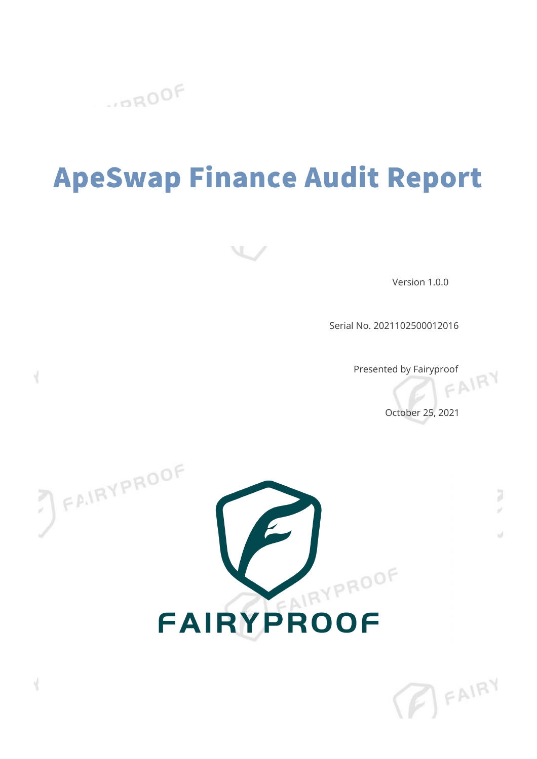# ApeSwap Finance Audit Report

Version 1.0.0

Serial No. 2021102500012016

Presented by Fairyproof

October 25, 2021

FAIRYPROOF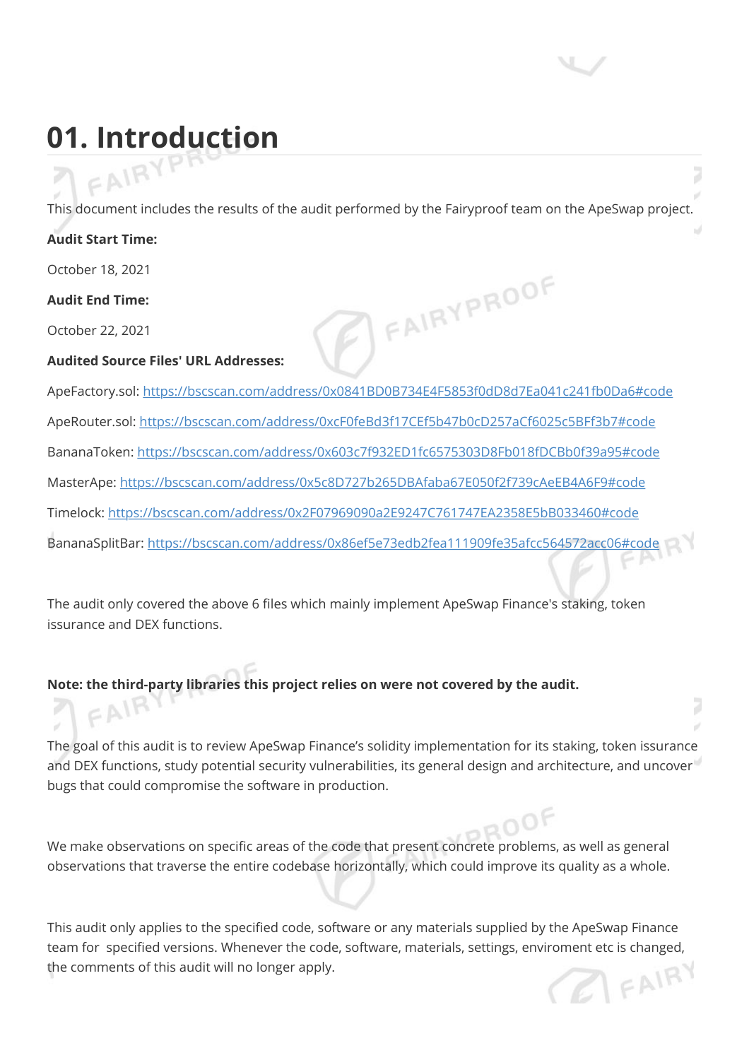# 01. Introduction

This document includes the results of the audit performed by the Fairyproof team on the ApeSwap project.

**Audit Start Time:**

October 18, 2021

**Audit End Time:**

October 22, 2021

**Audited Source Files' URL Addresses:**

ApeFactory.sol: https://bscscan.com/address/0x0841BD0B734E4F5853f0dD8d7Ea041c241fb0Da6#code

ApeRouter.sol: https://bscscan.com/address/0xcF0feBd3f17CEf5b47b0cD257aCf6025c5BFf3b7#code

BananaToken: https://bscscan.com/address/0x603c7f932ED1fc6575303D8Fb018fDCBb0f39a95#code

MasterApe: https://bscscan.com/address/0x5c8D727b265DBAfaba67E050f2f739cAeEB4A6F9#code

Timelock: https://bscscan.com/address/0x2F07969090a2E9247C761747EA2358E5bB033460#code

BananaSplitBar: https://bscscan.com/address/0x86ef5e73edb2fea111909fe35afcc564572acc06#code

The audit only covered the above 6 files which mainly implement ApeSwap Finance's staking, token issurance and DEX functions.

**Note: the third-party libraries this project relies on were not covered by the audit.**

The goal of this audit is to review ApeSwap Finance's solidity implementation for its staking, token issuance and DEX functions, study potential security vulnerabilities, its general design and architecture, and uncover bugs that could compromise the software in production.

We make observations on specific areas of the code that present concrete problems, as well as general observations that traverse the entire codebase horizontally, which could improve its quality as a whole.

This audit only applies to the specified code, software or any materials supplied by the ApeSwap Finance team for specified versions. Whenever the code, software, materials, settings, enviroment etc is changed, the comments of this audit will no longer apply.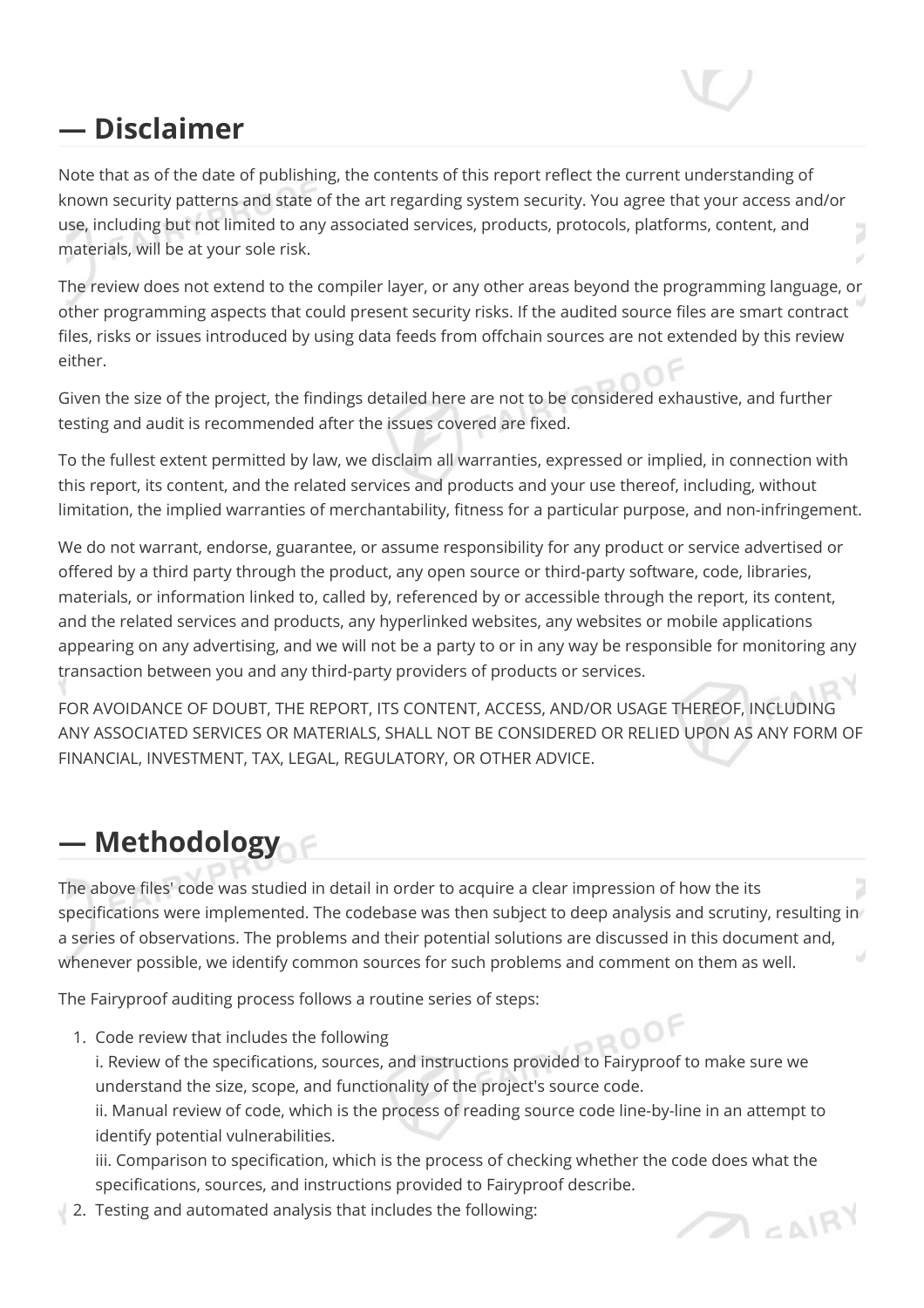## — Disclaimer

Note that as of the date of publishing, the contents of this report reflect the current understanding of known security patterns and state of the art regarding system security. You agree that your access and/or use, including but not limited to any associated services, products, protocols, platforms, content, and materials, will be at your sole risk.

The review does not extend to the compiler layer, or any other areas beyond the programming language, or other programming aspects that could present security risks. If the audited source files are smart contract files, risks or issues introduced by using data feeds from offchain sources are not extended by this review either.

Given the size of the project, the findings detailed here are not to be considered exhaustive, and further testing and audit is recommended after the issues covered are fixed.

To the fullest extent permitted by law, we disclaim all warranties, expressed or implied, in connection with this report, its content, and the related services and products and your use thereof, including, without limitation, the implied warranties of merchantability, fitness for a particular purpose, and non-infringement.

We do not warrant, endorse, guarantee, or assume responsibility for any product or service advertised or offered by a third party through the product, any open source or third-party software, code, libraries, materials, or information linked to, called by, referenced by or accessible through the report, its content, and the related services and products, any hyperlinked websites, any websites or mobile applications appearing on any advertising, and we will not be a party to or in any way be responsible for monitoring any transaction between you and any third-party providers of products or services.

FOR AVOIDANCE OF DOUBT, THE REPORT, ITS CONTENT, ACCESS, AND/OR USAGE THEREOF, INCLUDING ANY ASSOCIATED SERVICES OR MATERIALS, SHALL NOT BE CONSIDERED OR RELIED UPON AS ANY FORM OF FINANCIAL, INVESTMENT, TAX, LEGAL, REGULATORY, OR OTHER ADVICE.

## — Methodology

The above files' code was studied in detail in order to acquire a clear impression of how the its specifications were implemented. The codebase was then subject to deep analysis and scrutiny, resulting in a series of observations. The problems and their potential solutions are discussed in this document and, whenever possible, we identify common sources for such problems and comment on them as well.

The Fairyproof auditing process follows a routine series of steps:

1. Code review that includes the following
   i. Review of the specifications, sources, and instructions provided to Fairyproof to make sure we understand the size, scope, and functionality of the project's source code.
   ii. Manual review of code, which is the process of reading source code line-by-line in an attempt to identify potential vulnerabilities.
   iii. Comparison to specification, which is the process of checking whether the code does what the specifications, sources, and instructions provided to Fairyproof describe.
2. Testing and automated analysis that includes the following: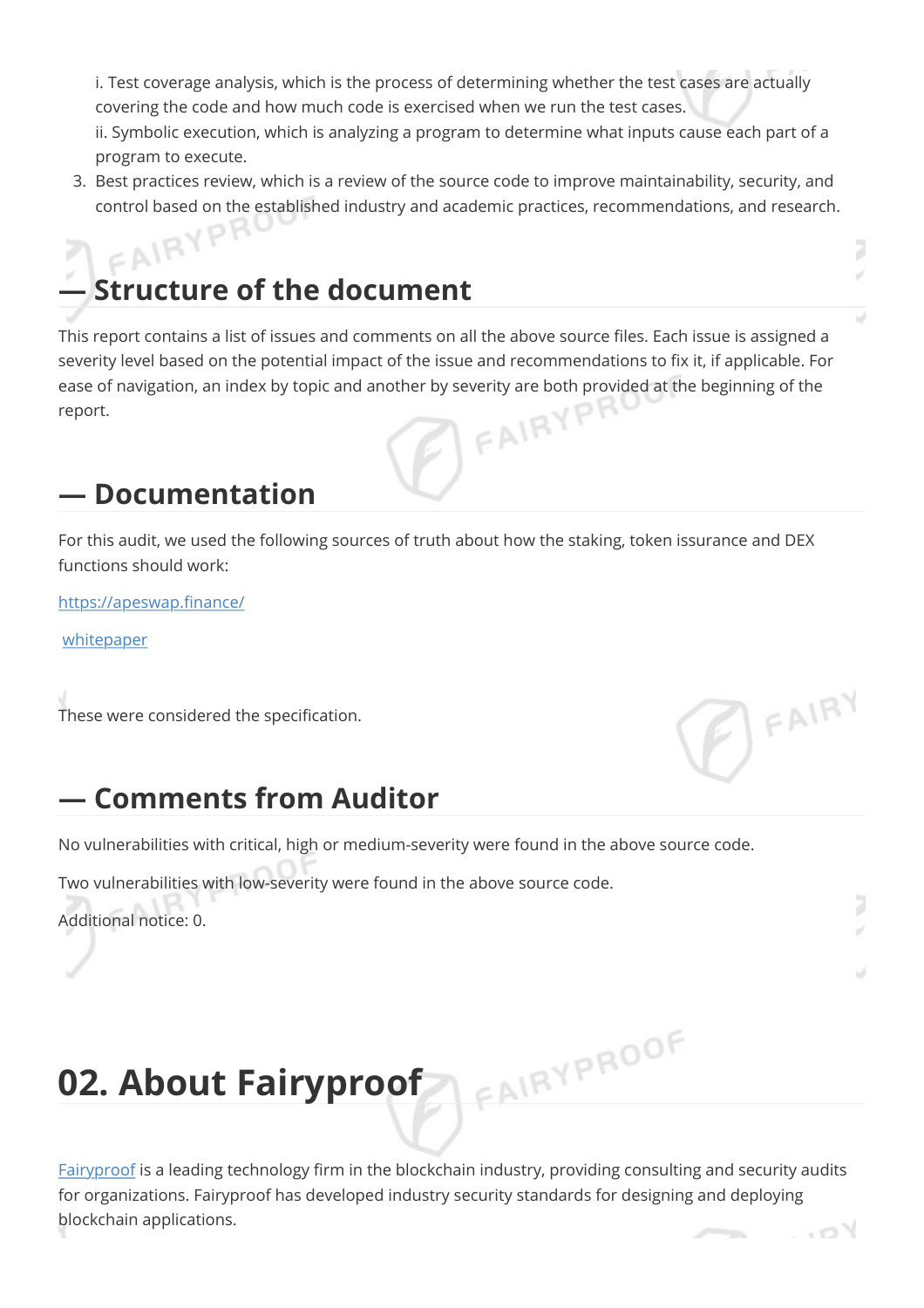i. Test coverage analysis, which is the process of determining whether the test cases are actually covering the code and how much code is exercised when we run the test cases.
   ii. Symbolic execution, which is analyzing a program to determine what inputs cause each part of a program to execute.
3. Best practices review, which is a review of the source code to improve maintainability, security, and control based on the established industry and academic practices, recommendations, and research.

## — Structure of the document

This report contains a list of issues and comments on all the above source files. Each issue is assigned a severity level based on the potential impact of the issue and recommendations to fix it, if applicable. For ease of navigation, an index by topic and another by severity are both provided at the beginning of the report.

## — Documentation

For this audit, we used the following sources of truth about how the staking, token issuance and DEX functions should work:

[https://apeswap.finance/](https://apeswap.finance/)

whitepaper

These were considered the specification.

## — Comments from Auditor

No vulnerabilities with critical, high or medium-severity were found in the above source code.

Two vulnerabilities with low-severity were found in the above source code.

Additional notice: 0.

# 02. About Fairyproof

Fairyproof is a leading technology firm in the blockchain industry, providing consulting and security audits for organizations. Fairyproof has developed industry security standards for designing and deploying blockchain applications.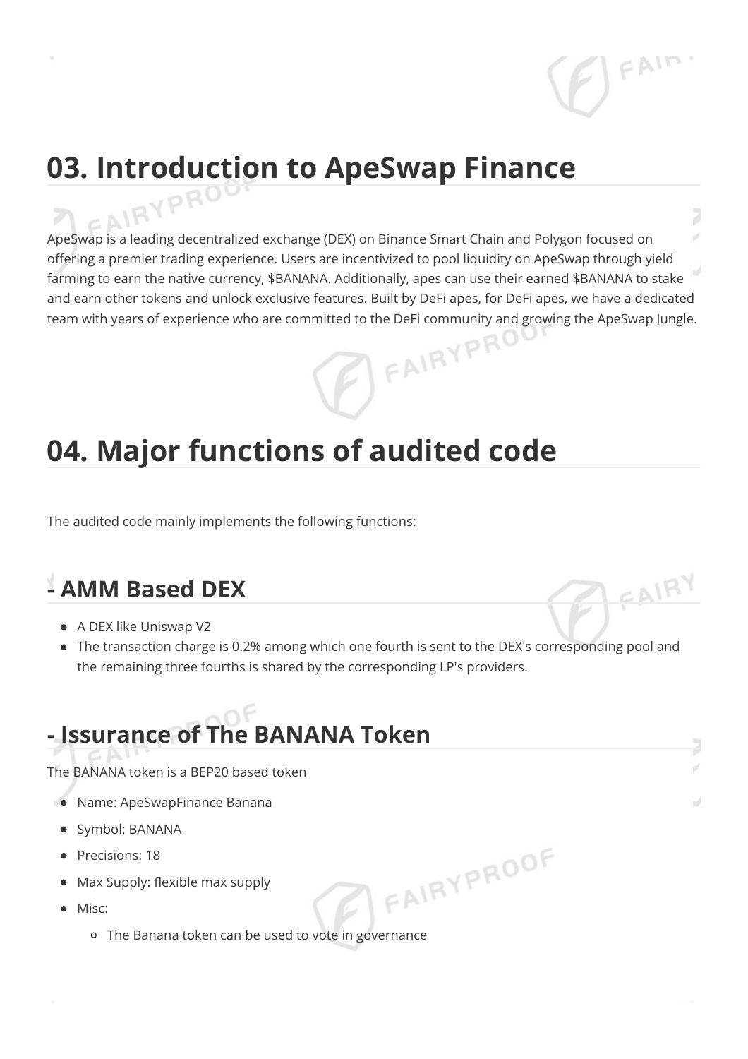# 03. Introduction to ApeSwap Finance

ApeSwap is a leading decentralized exchange (DEX) on Binance Smart Chain and Polygon focused on offering a premier trading experience. Users are incentivized to pool liquidity on ApeSwap through yield farming to earn the native currency, $BANANA. Additionally, apes can use their earned $BANANA to stake and earn other tokens and unlock exclusive features. Built by DeFi apes, for DeFi apes, we have a dedicated team with years of experience who are committed to the DeFi community and growing the ApeSwap Jungle.

# 04. Major functions of audited code

The audited code mainly implements the following functions:

## - AMM Based DEX

- A DEX like Uniswap V2
- The transaction charge is 0.2% among which one fourth is sent to the DEX's corresponding pool and the remaining three fourths is shared by the corresponding LP's providers.

## - Issurance of The BANANA Token

The BANANA token is a BEP20 based token

- Name: ApeSwapFinance Banana
- Symbol: BANANA
- Precisions: 18
- Max Supply: flexible max supply
- Misc:
  - The Banana token can be used to vote in governance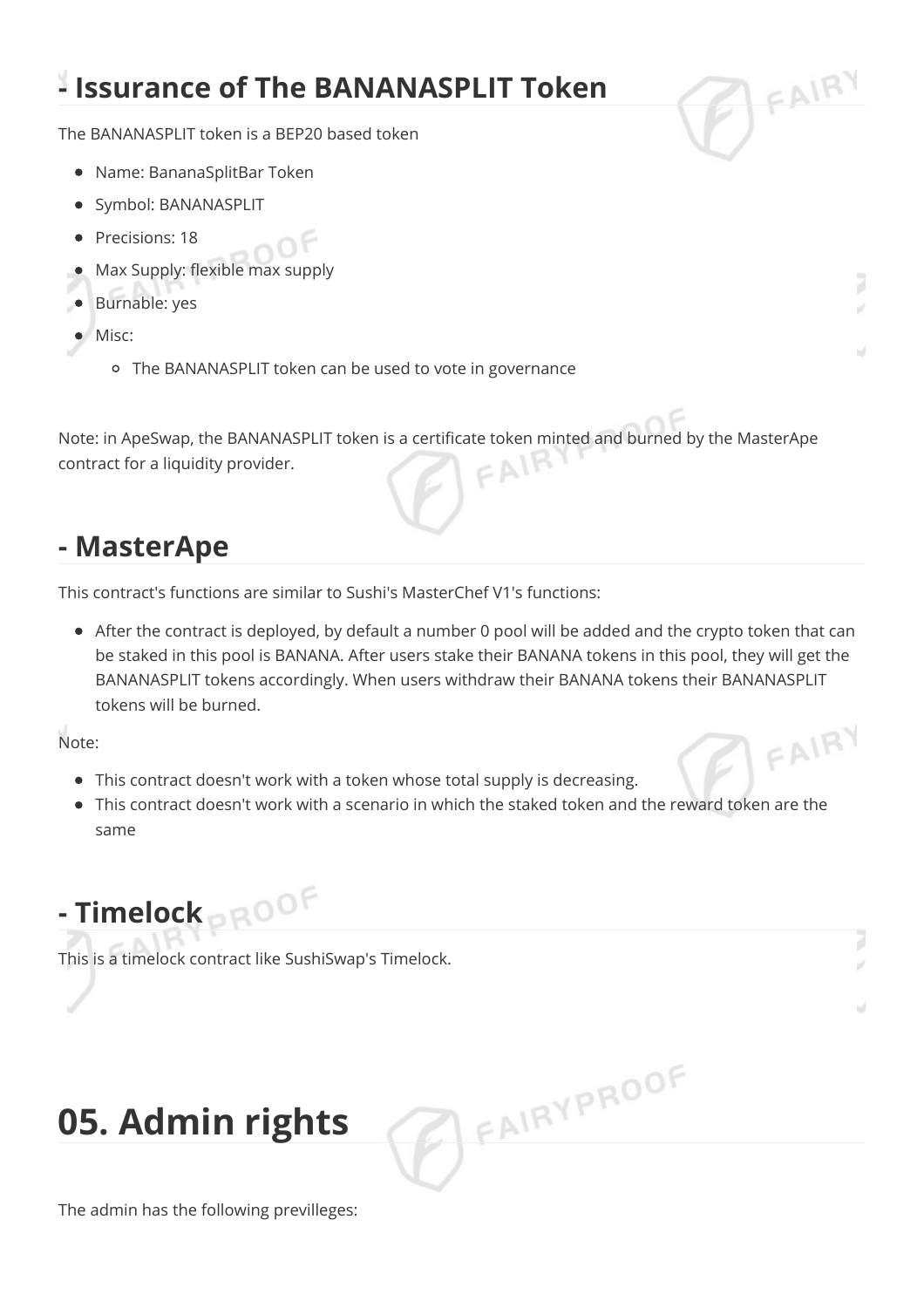## - Issurance of The BANANASPLIT Token

The BANANASPLIT token is a BEP20 based token

- Name: BananaSplitBar Token
- Symbol: BANANASPLIT
- Precisions: 18
- Max Supply: flexible max supply
- Burnable: yes
- Misc:
    - The BANANASPLIT token can be used to vote in governance

Note: in ApeSwap, the BANANASPLIT token is a certificate token minted and burned by the MasterApe contract for a liquidity provider.

## - MasterApe

This contract's functions are similar to Sushi's MasterChef V1's functions:

- After the contract is deployed, by default a number 0 pool will be added and the crypto token that can be staked in this pool is BANANA. After users stake their BANANA tokens in this pool, they will get the BANANASPLIT tokens accordingly. When users withdraw their BANANA tokens their BANANASPLIT tokens will be burned.

Note:

- This contract doesn't work with a token whose total supply is decreasing.
- This contract doesn't work with a scenario in which the staked token and the reward token are the same

## - Timelock

This is a timelock contract like SushiSwap's Timelock.

# 05. Admin rights

The admin has the following previlleges: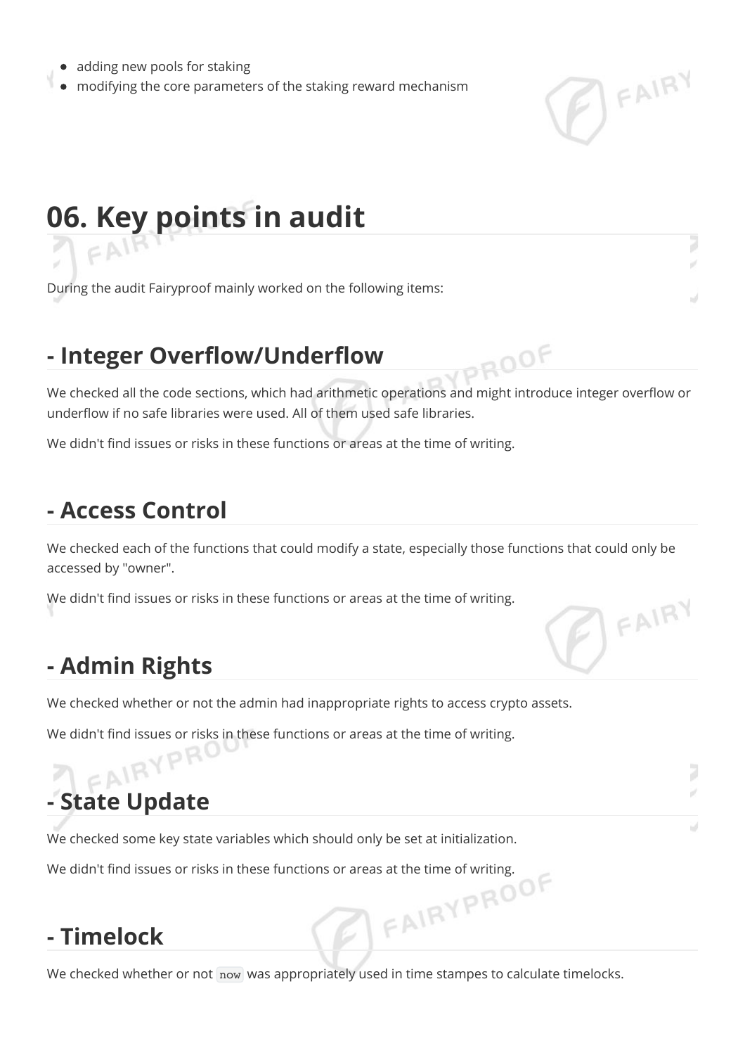- adding new pools for staking
- modifying the core parameters of the staking reward mechanism

# 06. Key points in audit

During the audit Fairyproof mainly worked on the following items:

## - Integer Overflow/Underflow

We checked all the code sections, which had arithmetic operations and might introduce integer overflow or underflow if no safe libraries were used. All of them used safe libraries.

We didn't find issues or risks in these functions or areas at the time of writing.

## - Access Control

We checked each of the functions that could modify a state, especially those functions that could only be accessed by "owner".

We didn't find issues or risks in these functions or areas at the time of writing.

## - Admin Rights

We checked whether or not the admin had inappropriate rights to access crypto assets.

We didn't find issues or risks in these functions or areas at the time of writing.

## - State Update

We checked some key state variables which should only be set at initialization.

We didn't find issues or risks in these functions or areas at the time of writing.

## - Timelock

We checked whether or not `now` was appropriately used in time stampes to calculate timelocks.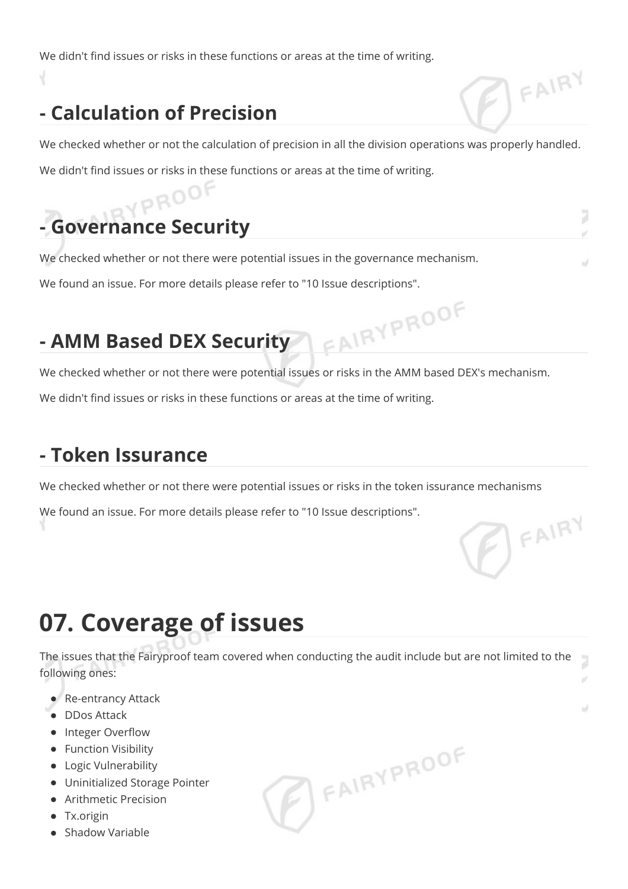We didn't find issues or risks in these functions or areas at the time of writing.

## - Calculation of Precision

We checked whether or not the calculation of precision in all the division operations was properly handled.

We didn't find issues or risks in these functions or areas at the time of writing.

## - Governance Security

We checked whether or not there were potential issues in the governance mechanism.

We found an issue. For more details please refer to "10 Issue descriptions".

## - AMM Based DEX Security

We checked whether or not there were potential issues or risks in the AMM based DEX's mechanism.

We didn't find issues or risks in these functions or areas at the time of writing.

## - Token Issurance

We checked whether or not there were potential issues or risks in the token issurance mechanisms

We found an issue. For more details please refer to "10 Issue descriptions".

# 07. Coverage of issues

The issues that the Fairyproof team covered when conducting the audit include but are not limited to the following ones:

- Re-entrancy Attack
- DDos Attack
- Integer Overflow
- Function Visibility
- Logic Vulnerability
- Uninitialized Storage Pointer
- Arithmetic Precision
- Tx.origin
- Shadow Variable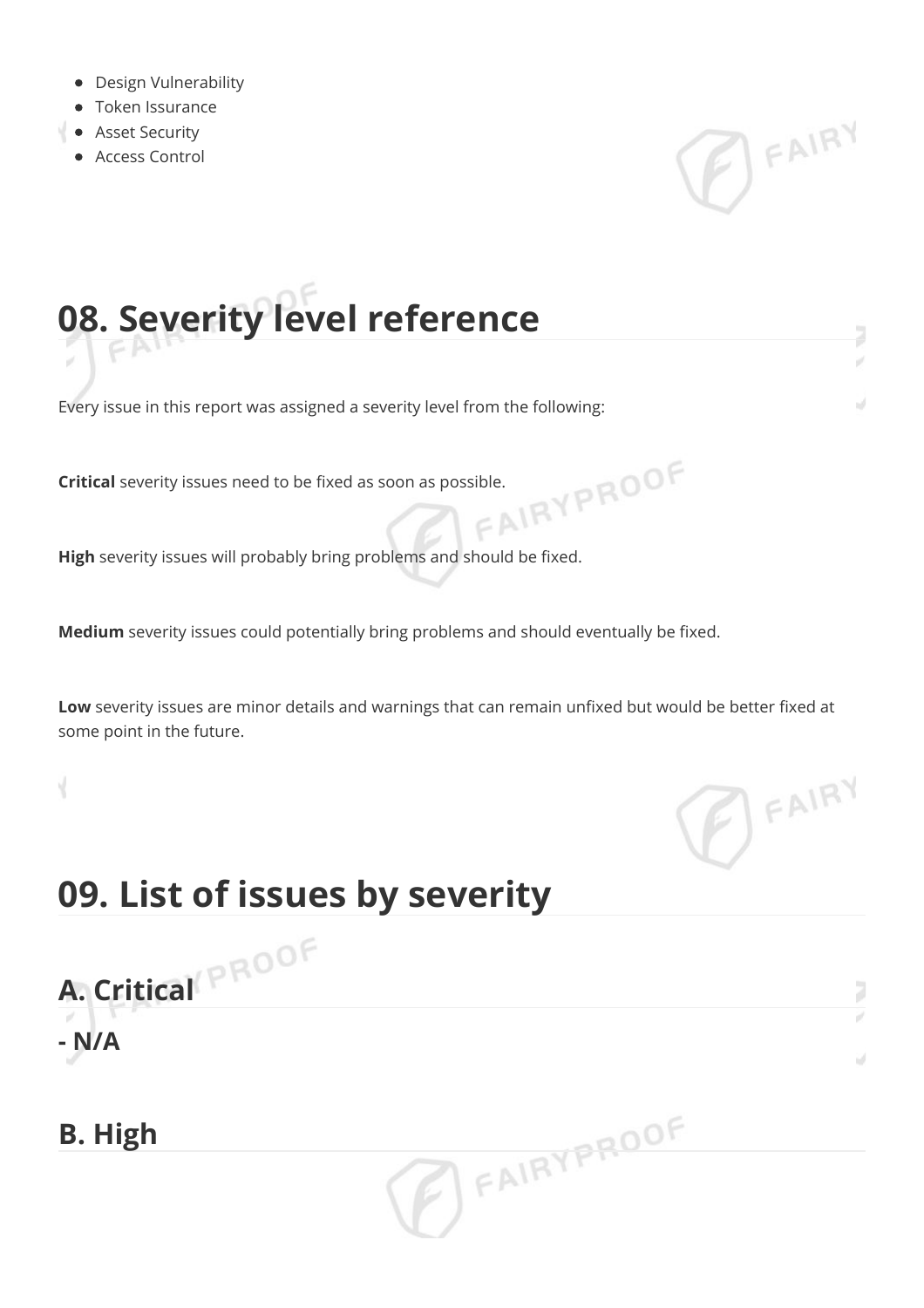- Design Vulnerability
- Token Issurance
- Asset Security
- Access Control

# 08. Severity level reference

Every issue in this report was assigned a severity level from the following:

**Critical** severity issues need to be fixed as soon as possible.

**High** severity issues will probably bring problems and should be fixed.

**Medium** severity issues could potentially bring problems and should eventually be fixed.

**Low** severity issues are minor details and warnings that can remain unfixed but would be better fixed at some point in the future.

# 09. List of issues by severity

## A. Critical

### - N/A

## B. High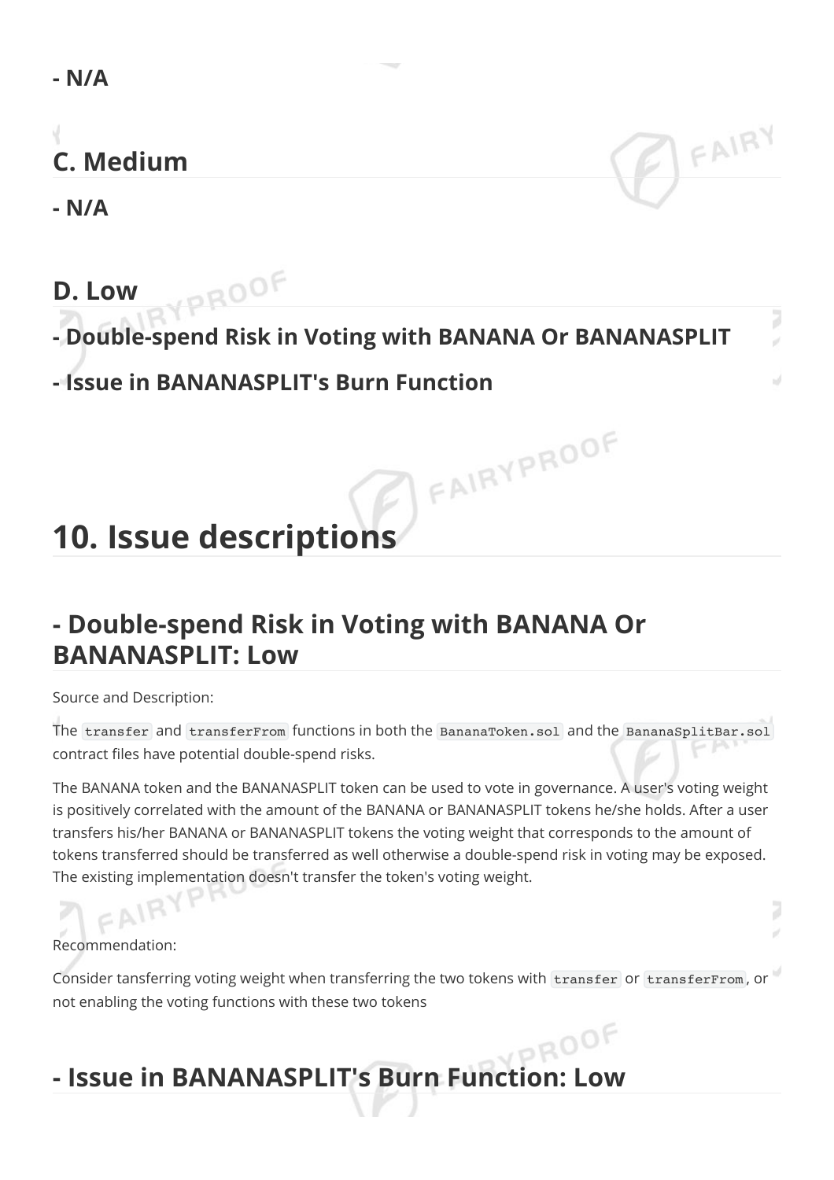**- N/A**

## C. Medium

**- N/A**

## D. Low

**- Double-spend Risk in Voting with BANANA Or BANANASPLIT**

**- Issue in BANANASPLIT's Burn Function**

# 10. Issue descriptions

## - Double-spend Risk in Voting with BANANA Or BANANASPLIT: Low

Source and Description:

The `transfer` and `transferFrom` functions in both the `BananaToken.sol` and the `BananaSplitBar.sol` contract files have potential double-spend risks.

The BANANA token and the BANANASPLIT token can be used to vote in governance. A user's voting weight is positively correlated with the amount of the BANANA or BANANASPLIT tokens he/she holds. After a user transfers his/her BANANA or BANANASPLIT tokens the voting weight that corresponds to the amount of tokens transferred should be transferred as well otherwise a double-spend risk in voting may be exposed. The existing implementation doesn't transfer the token's voting weight.

Recommendation:

Consider tansferring voting weight when transferring the two tokens with `transfer` or `transferFrom`, or not enabling the voting functions with these two tokens

## - Issue in BANANASPLIT's Burn Function: Low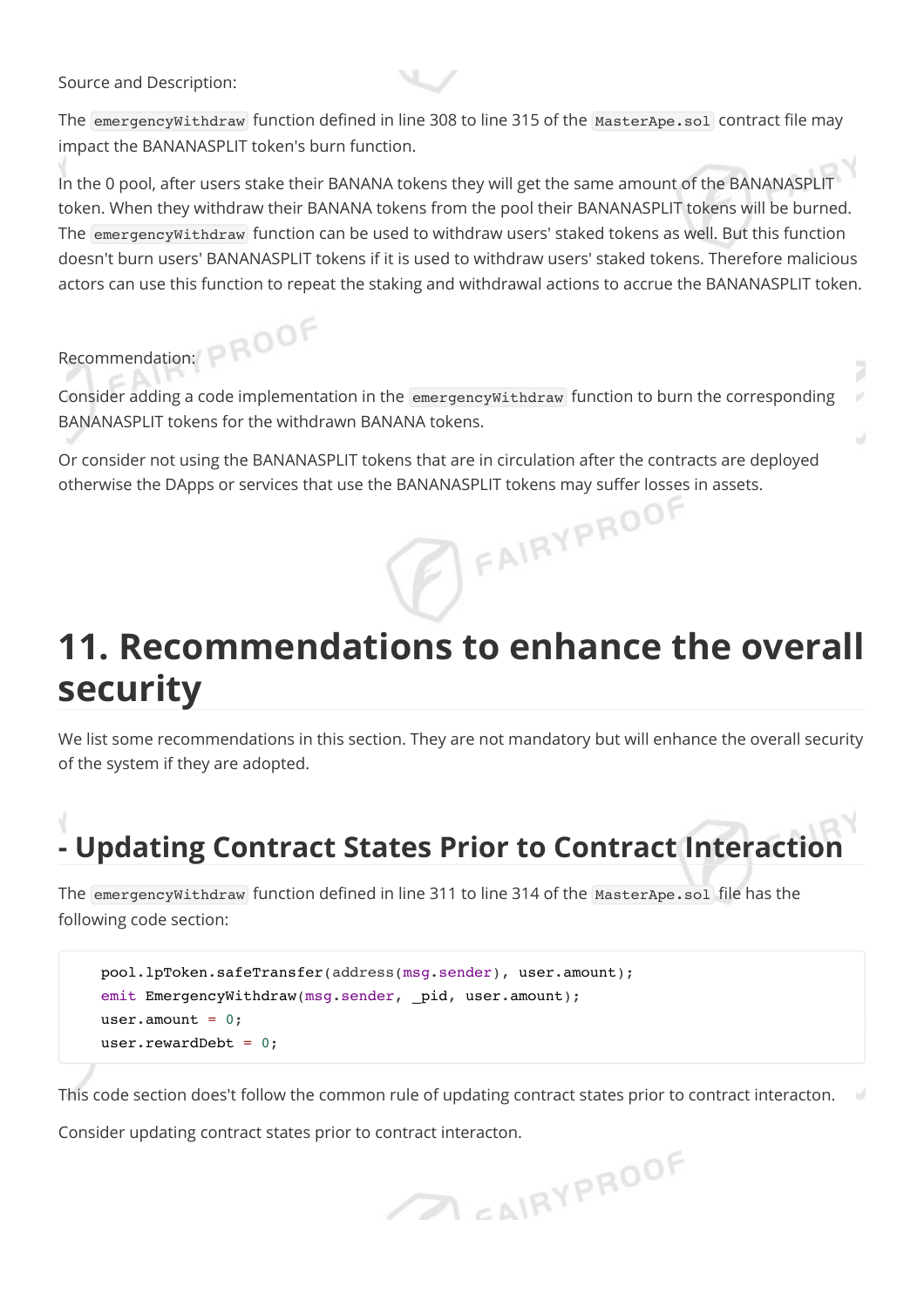Source and Description:

The `emergencyWithdraw` function defined in line 308 to line 315 of the `MasterApe.sol` contract file may impact the BANANASPLIT token's burn function.

In the 0 pool, after users stake their BANANA tokens they will get the same amount of the BANANASPLIT token. When they withdraw their BANANA tokens from the pool their BANANASPLIT tokens will be burned. The `emergencyWithdraw` function can be used to withdraw users' staked tokens as well. But this function doesn't burn users' BANANASPLIT tokens if it is used to withdraw users' staked tokens. Therefore malicious actors can use this function to repeat the staking and withdrawal actions to accrue the BANANASPLIT token.

Recommendation:

Consider adding a code implementation in the `emergencyWithdraw` function to burn the corresponding BANANASPLIT tokens for the withdrawn BANANA tokens.

Or consider not using the BANANASPLIT tokens that are in circulation after the contracts are deployed otherwise the DApps or services that use the BANANASPLIT tokens may suffer losses in assets.

# 11. Recommendations to enhance the overall security

We list some recommendations in this section. They are not mandatory but will enhance the overall security of the system if they are adopted.

## - Updating Contract States Prior to Contract Interaction

The `emergencyWithdraw` function defined in line 311 to line 314 of the `MasterApe.sol` file has the following code section:

```
pool.lpToken.safeTransfer(address(msg.sender), user.amount);
emit EmergencyWithdraw(msg.sender, _pid, user.amount);
user.amount = 0;
user.rewardDebt = 0;
```

This code section does't follow the common rule of updating contract states prior to contract interacton.

Consider updating contract states prior to contract interacton.